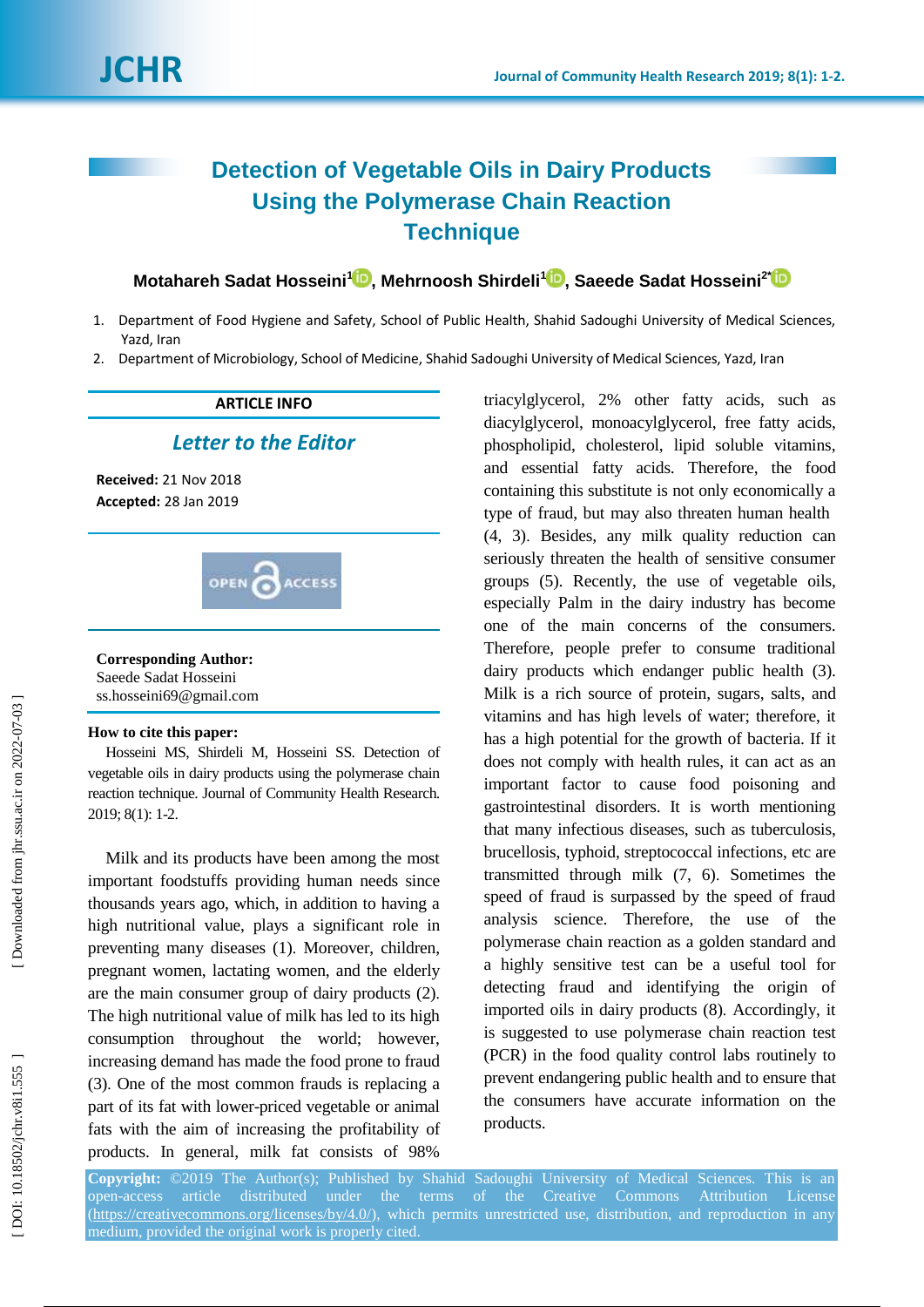# Detection of Vegetable Oils in Dairy Products Using the Polymerase Chain Reaction Technique

**Motahareh Sadat Hosseini[1], Mehrnoosh Shirdeli[1], Saeede Sadat Hosseini[2*]**

1. Department of Food Hygiene and Safety, School of Public Health, Shahid Sadoughi University of Medical Sciences, Yazd, Iran
2. Department of Microbiology, School of Medicine, Shahid Sadoughi University of Medical Sciences, Yazd, Iran

**ARTICLE INFO**

*Letter to the Editor*

**Received:** 21 Nov 2018
**Accepted:** 28 Jan 2019

**Corresponding Author:**
Saeede Sadat Hosseini
ss.hosseini69@gmail.com

**How to cite this paper:**
Hosseini MS, Shirdeli M, Hosseini SS. Detection of vegetable oils in dairy products using the polymerase chain reaction technique. Journal of Community Health Research. 2019; 8(1): 1-2.

Milk and its products have been among the most important foodstuffs providing human needs since thousands years ago, which, in addition to having a high nutritional value, plays a significant role in preventing many diseases (1). Moreover, children, pregnant women, lactating women, and the elderly are the main consumer group of dairy products (2). The high nutritional value of milk has led to its high consumption throughout the world; however, increasing demand has made the food prone to fraud (3). One of the most common frauds is replacing a part of its fat with lower-priced vegetable or animal fats with the aim of increasing the profitability of products. In general, milk fat consists of 98% triacylglycerol, 2% other fatty acids, such as diacylglycerol, monoacylglycerol, free fatty acids, phospholipid, cholesterol, lipid soluble vitamins, and essential fatty acids. Therefore, the food containing this substitute is not only economically a type of fraud, but may also threaten human health (4, 3). Besides, any milk quality reduction can seriously threaten the health of sensitive consumer groups (5). Recently, the use of vegetable oils, especially Palm in the dairy industry has become one of the main concerns of the consumers. Therefore, people prefer to consume traditional dairy products which endanger public health (3). Milk is a rich source of protein, sugars, salts, and vitamins and has high levels of water; therefore, it has a high potential for the growth of bacteria. If it does not comply with health rules, it can act as an important factor to cause food poisoning and gastrointestinal disorders. It is worth mentioning that many infectious diseases, such as tuberculosis, brucellosis, typhoid, streptococcal infections, etc are transmitted through milk (7, 6). Sometimes the speed of fraud is surpassed by the speed of fraud analysis science. Therefore, the use of the polymerase chain reaction as a golden standard and a highly sensitive test can be a useful tool for detecting fraud and identifying the origin of imported oils in dairy products (8). Accordingly, it is suggested to use polymerase chain reaction test (PCR) in the food quality control labs routinely to prevent endangering public health and to ensure that the consumers have accurate information on the products.

**Copyright:** ©2019 The Author(s); Published by Shahid Sadoughi University of Medical Sciences. This is an open-access article distributed under the terms of the Creative Commons Attribution License (https://creativecommons.org/licenses/by/4.0/), which permits unrestricted use, distribution, and reproduction in any medium, provided the original work is properly cited.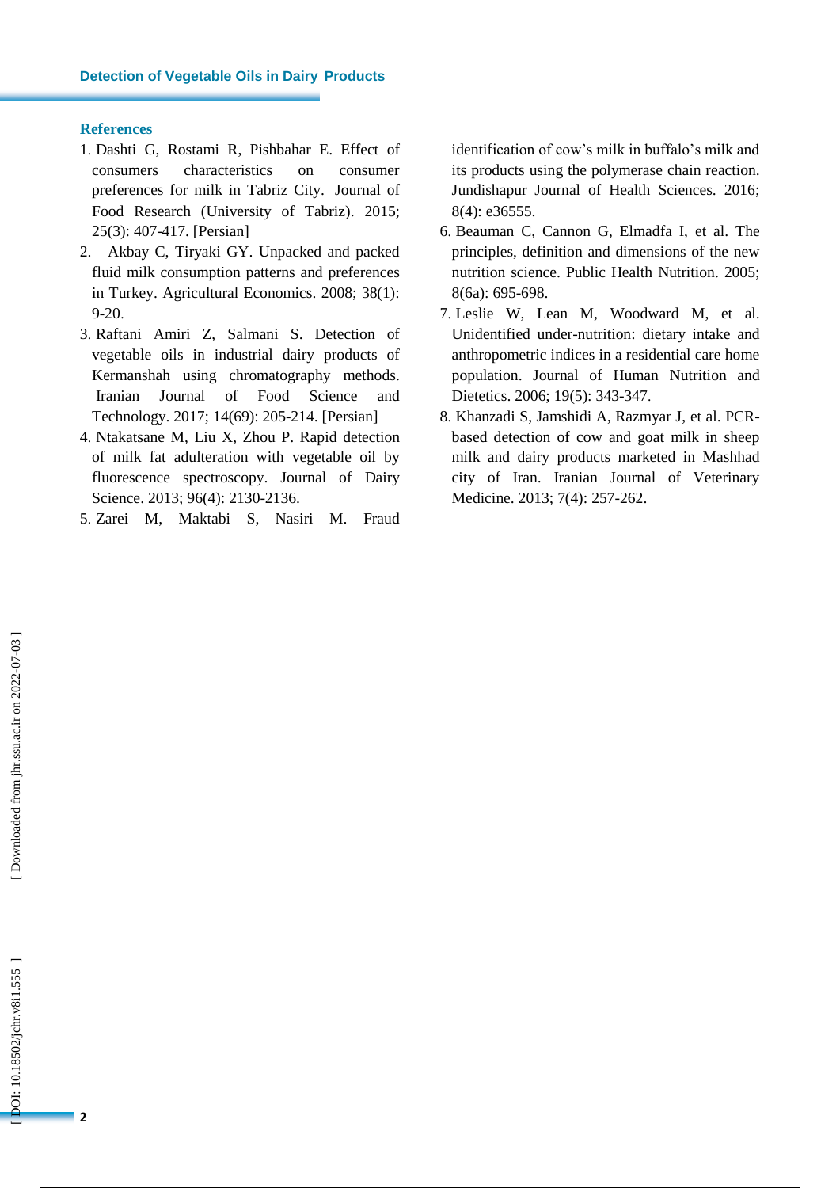## References

1. Dashti G, Rostami R, Pishbahar E. Effect of consumers characteristics on consumer preferences for milk in Tabriz City. Journal of Food Research (University of Tabriz). 2015; 25(3): 407-417. [Persian]
2. Akbay C, Tiryaki GY. Unpacked and packed fluid milk consumption patterns and preferences in Turkey. Agricultural Economics. 2008; 38(1): 9-20.
3. Raftani Amiri Z, Salmani S. Detection of vegetable oils in industrial dairy products of Kermanshah using chromatography methods. Iranian Journal of Food Science and Technology. 2017; 14(69): 205-214. [Persian]
4. Ntakatsane M, Liu X, Zhou P. Rapid detection of milk fat adulteration with vegetable oil by fluorescence spectroscopy. Journal of Dairy Science. 2013; 96(4): 2130-2136.
5. Zarei M, Maktabi S, Nasiri M. Fraud identification of cow's milk in buffalo's milk and its products using the polymerase chain reaction. Jundishapur Journal of Health Sciences. 2016; 8(4): e36555.
6. Beauman C, Cannon G, Elmadfa I, et al. The principles, definition and dimensions of the new nutrition science. Public Health Nutrition. 2005; 8(6a): 695-698.
7. Leslie W, Lean M, Woodward M, et al. Unidentified under-nutrition: dietary intake and anthropometric indices in a residential care home population. Journal of Human Nutrition and Dietetics. 2006; 19(5): 343-347.
8. Khanzadi S, Jamshidi A, Razmyar J, et al. PCR-based detection of cow and goat milk in sheep milk and dairy products marketed in Mashhad city of Iran. Iranian Journal of Veterinary Medicine. 2013; 7(4): 257-262.